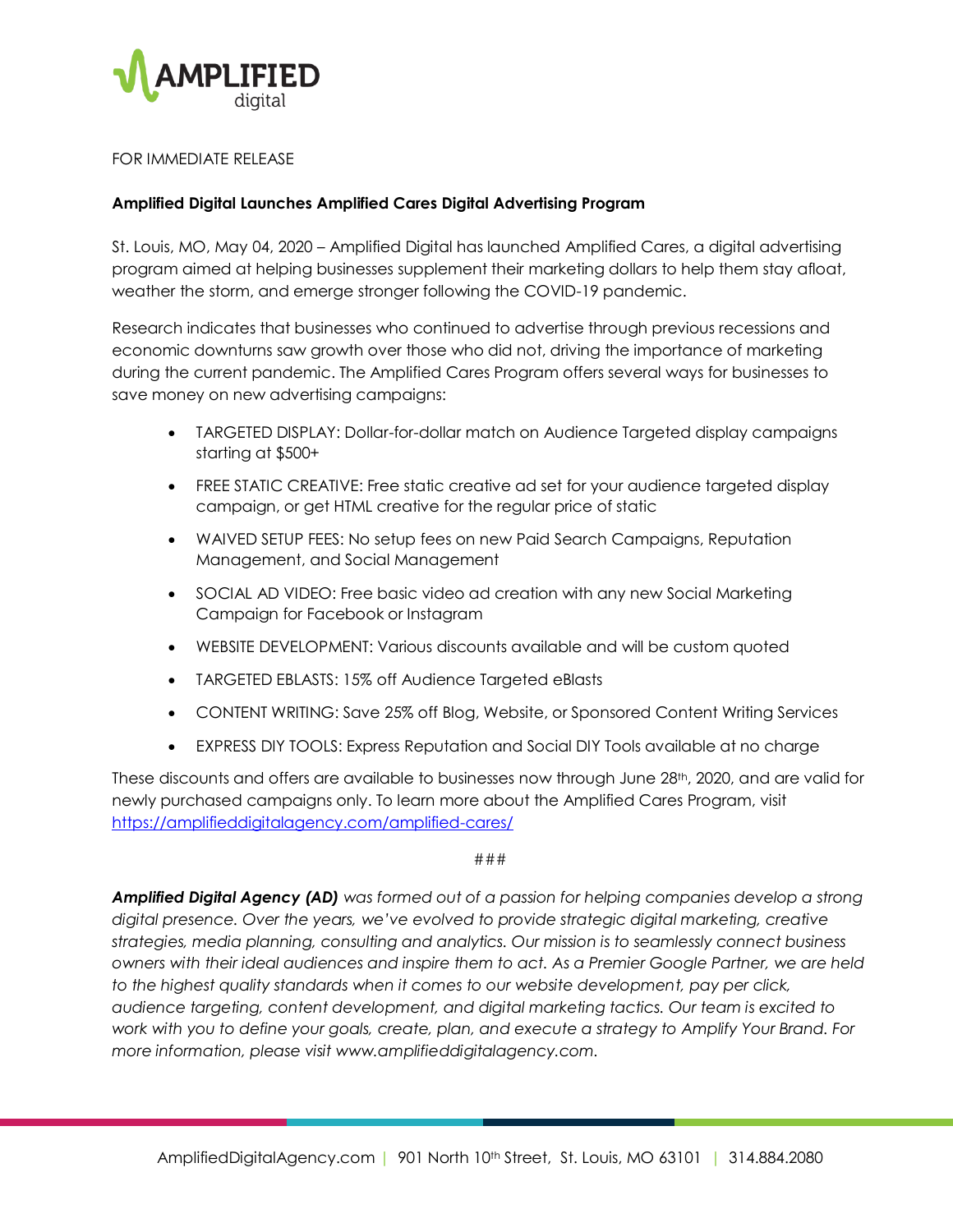AMPLIFIED digital

FOR IMMEDIATE RELEASE

**Amplified Digital Launches Amplified Cares Digital Advertising Program**

St. Louis, MO, May 04, 2020 – Amplified Digital has launched Amplified Cares, a digital advertising program aimed at helping businesses supplement their marketing dollars to help them stay afloat, weather the storm, and emerge stronger following the COVID-19 pandemic.

Research indicates that businesses who continued to advertise through previous recessions and economic downturns saw growth over those who did not, driving the importance of marketing during the current pandemic. The Amplified Cares Program offers several ways for businesses to save money on new advertising campaigns:

- TARGETED DISPLAY: Dollar-for-dollar match on Audience Targeted display campaigns starting at $500+
- FREE STATIC CREATIVE: Free static creative ad set for your audience targeted display campaign, or get HTML creative for the regular price of static
- WAIVED SETUP FEES: No setup fees on new Paid Search Campaigns, Reputation Management, and Social Management
- SOCIAL AD VIDEO: Free basic video ad creation with any new Social Marketing Campaign for Facebook or Instagram
- WEBSITE DEVELOPMENT: Various discounts available and will be custom quoted
- TARGETED EBLASTS: 15% off Audience Targeted eBlasts
- CONTENT WRITING: Save 25% off Blog, Website, or Sponsored Content Writing Services
- EXPRESS DIY TOOLS: Express Reputation and Social DIY Tools available at no charge

These discounts and offers are available to businesses now through June 28th, 2020, and are valid for newly purchased campaigns only. To learn more about the Amplified Cares Program, visit https://amplifieddigitalagency.com/amplified-cares/

###

***Amplified Digital Agency (AD)*** *was formed out of a passion for helping companies develop a strong digital presence. Over the years, we've evolved to provide strategic digital marketing, creative strategies, media planning, consulting and analytics. Our mission is to seamlessly connect business owners with their ideal audiences and inspire them to act. As a Premier Google Partner, we are held to the highest quality standards when it comes to our website development, pay per click, audience targeting, content development, and digital marketing tactics. Our team is excited to work with you to define your goals, create, plan, and execute a strategy to Amplify Your Brand. For more information, please visit www.amplifieddigitalagency.com.*

AmplifiedDigitalAgency.com | 901 North 10th Street, St. Louis, MO 63101 | 314.884.2080